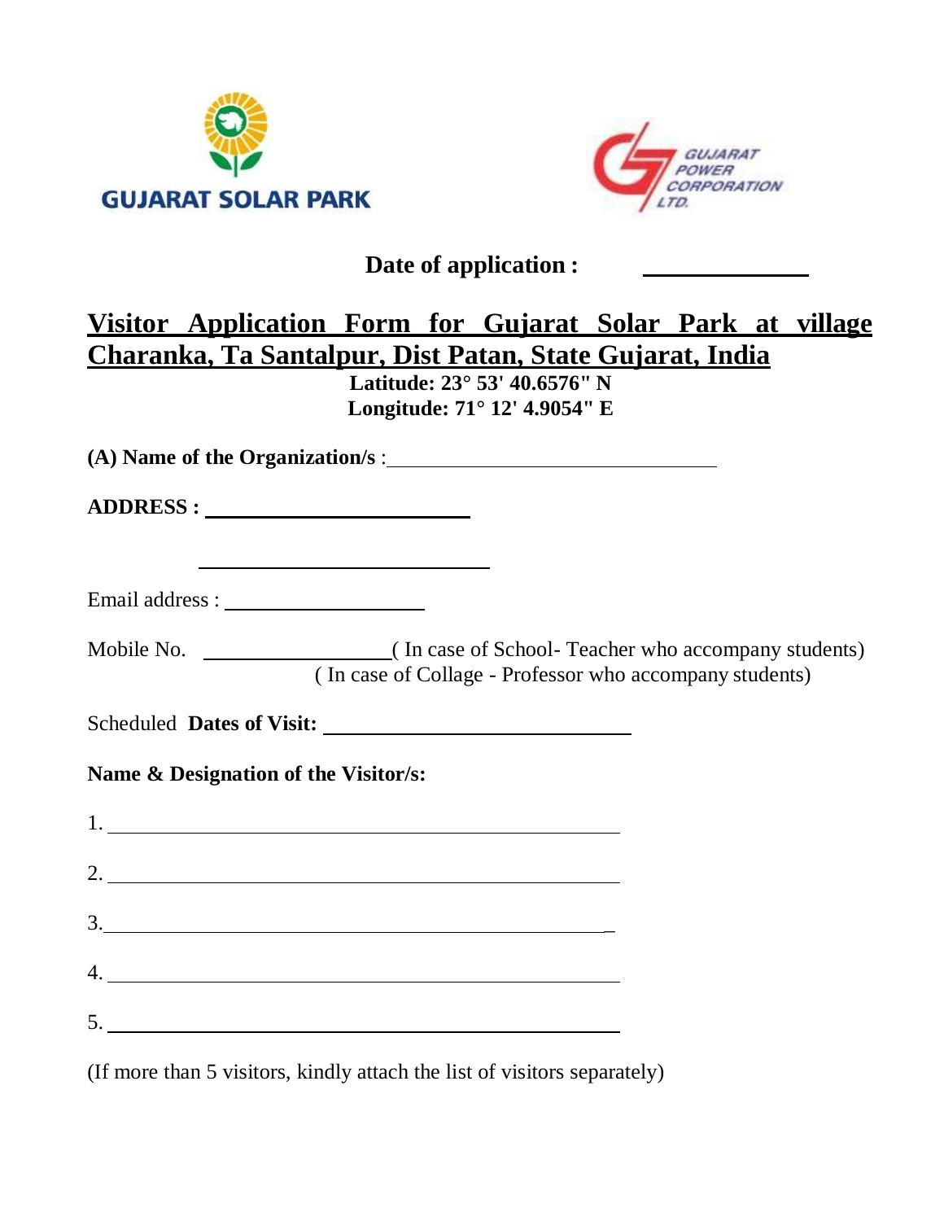GUJARAT SOLAR PARK

GUJARAT POWER CORPORATION LTD.

**Date of application :** \_\_\_\_\_\_\_\_\_\_\_\_\_\_

# Visitor Application Form for Gujarat Solar Park at village Charanka, Ta Santalpur, Dist Patan, State Gujarat, India

**Latitude: 23° 53' 40.6576" N**
**Longitude: 71° 12' 4.9054" E**

**(A) Name of the Organization/s** : \_\_\_\_\_\_\_\_\_\_\_\_\_\_\_\_\_\_\_\_\_\_\_\_\_\_\_\_\_\_

**ADDRESS :** \_\_\_\_\_\_\_\_\_\_\_\_\_\_\_\_\_\_\_\_\_\_\_\_\_

\_\_\_\_\_\_\_\_\_\_\_\_\_\_\_\_\_\_\_\_\_\_\_\_\_\_\_

Email address : \_\_\_\_\_\_\_\_\_\_\_\_\_\_\_\_\_\_\_

Mobile No. \_\_\_\_\_\_\_\_\_\_\_\_\_\_\_\_\_\_( In case of School- Teacher who accompany students)
( In case of Collage - Professor who accompany students)

Scheduled **Dates of Visit:** \_\_\_\_\_\_\_\_\_\_\_\_\_\_\_\_\_\_\_\_\_\_\_\_\_\_\_\_

**Name & Designation of the Visitor/s:**

1. \_\_\_\_\_\_\_\_\_\_\_\_\_\_\_\_\_\_\_\_\_\_\_\_\_\_\_\_\_\_\_\_\_\_\_\_\_\_\_\_\_\_\_\_\_\_

2. \_\_\_\_\_\_\_\_\_\_\_\_\_\_\_\_\_\_\_\_\_\_\_\_\_\_\_\_\_\_\_\_\_\_\_\_\_\_\_\_\_\_\_\_\_\_

3. \_\_\_\_\_\_\_\_\_\_\_\_\_\_\_\_\_\_\_\_\_\_\_\_\_\_\_\_\_\_\_\_\_\_\_\_\_\_\_\_\_\_\_\_\_\_

4. \_\_\_\_\_\_\_\_\_\_\_\_\_\_\_\_\_\_\_\_\_\_\_\_\_\_\_\_\_\_\_\_\_\_\_\_\_\_\_\_\_\_\_\_\_\_

5. \_\_\_\_\_\_\_\_\_\_\_\_\_\_\_\_\_\_\_\_\_\_\_\_\_\_\_\_\_\_\_\_\_\_\_\_\_\_\_\_\_\_\_\_\_\_

(If more than 5 visitors, kindly attach the list of visitors separately)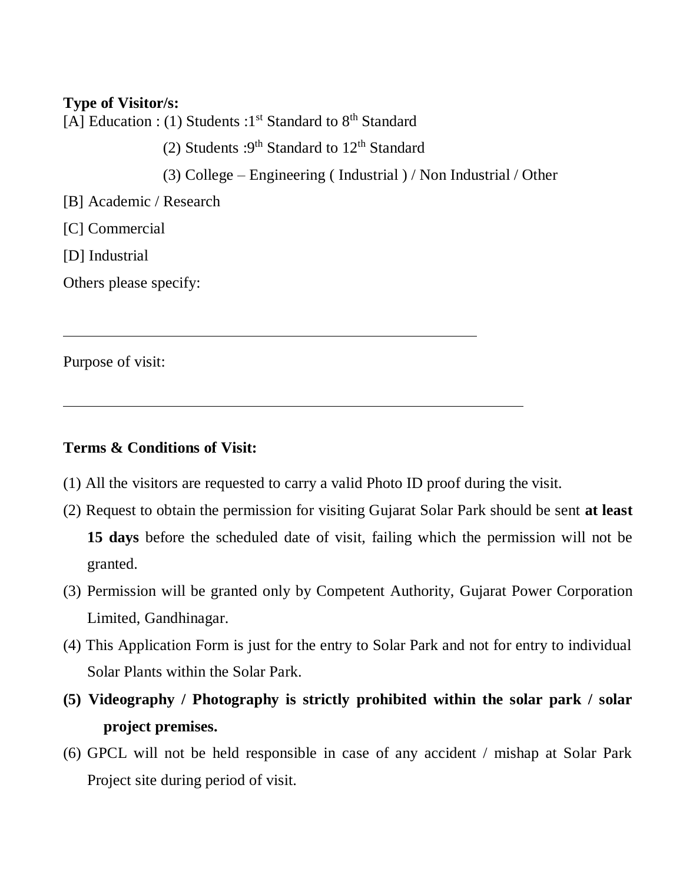**Type of Visitor/s:**

[A] Education : (1) Students :1st Standard to 8th Standard

(2) Students :9th Standard to 12th Standard

(3) College – Engineering ( Industrial ) / Non Industrial / Other

[B] Academic / Research

[C] Commercial

[D] Industrial

Others please specify:

______________________________________________________

Purpose of visit:

____________________________________________________________

**Terms & Conditions of Visit:**

(1) All the visitors are requested to carry a valid Photo ID proof during the visit.

(2) Request to obtain the permission for visiting Gujarat Solar Park should be sent **at least 15 days** before the scheduled date of visit, failing which the permission will not be granted.

(3) Permission will be granted only by Competent Authority, Gujarat Power Corporation Limited, Gandhinagar.

(4) This Application Form is just for the entry to Solar Park and not for entry to individual Solar Plants within the Solar Park.

**(5) Videography / Photography is strictly prohibited within the solar park / solar project premises.**

(6) GPCL will not be held responsible in case of any accident / mishap at Solar Park Project site during period of visit.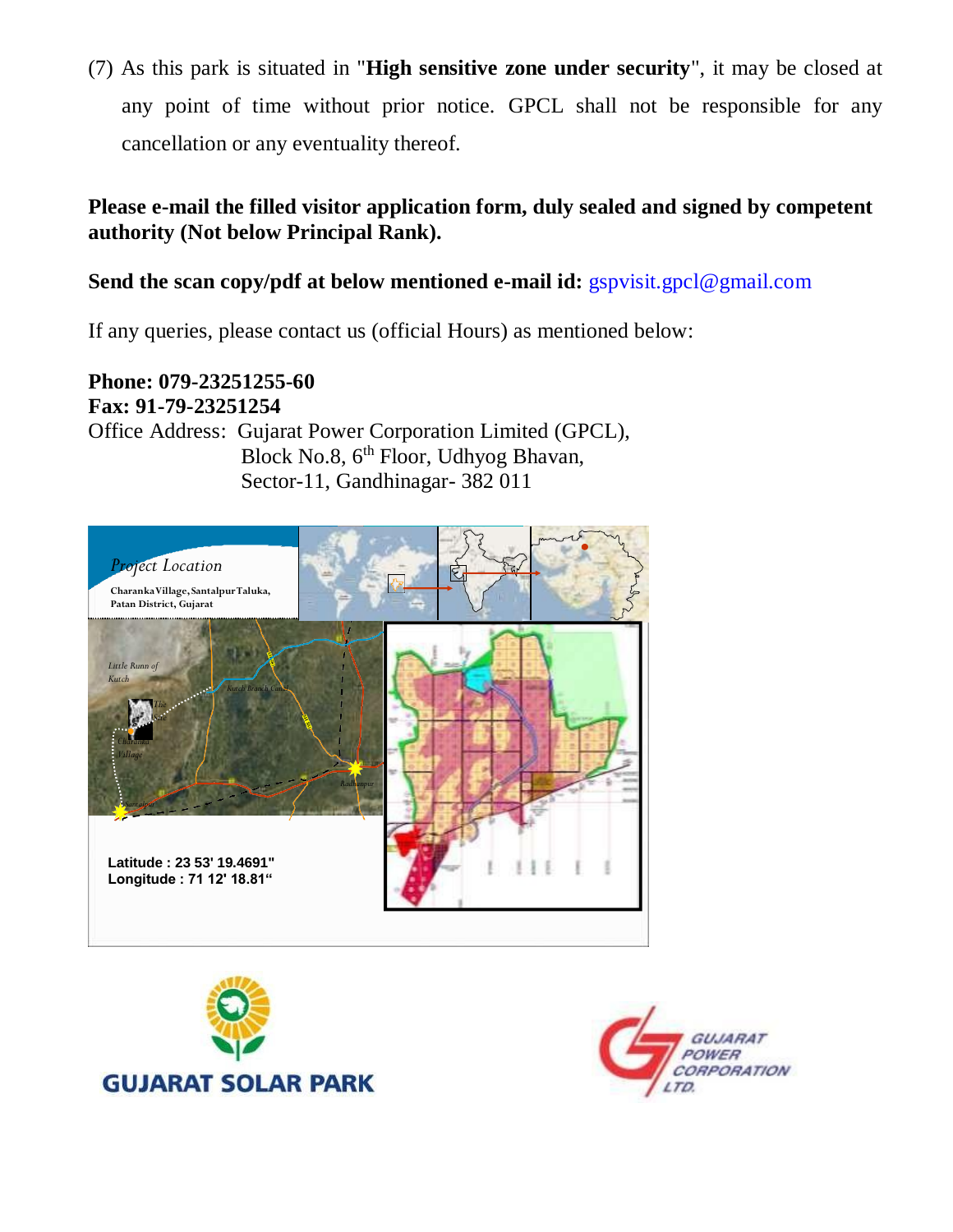(7) As this park is situated in "**High sensitive zone under security**", it may be closed at any point of time without prior notice. GPCL shall not be responsible for any cancellation or any eventuality thereof.

**Please e-mail the filled visitor application form, duly sealed and signed by competent authority (Not below Principal Rank).**

**Send the scan copy/pdf at below mentioned e-mail id:** gspvisit.gpcl@gmail.com

If any queries, please contact us (official Hours) as mentioned below:

**Phone: 079-23251255-60**
**Fax: 91-79-23251254**
Office Address: Gujarat Power Corporation Limited (GPCL),
Block No.8, 6th Floor, Udhyog Bhavan,
Sector-11, Gandhinagar- 382 011

*Project Location*

Charanka Village, Santalpur Taluka, Patan District, Gujarat

Little Runn of Kutch

Kutch Branch Canal

The Site

Charanka Village

Santalpur

Radhanpur

Latitude : 23 53' 19.4691"
Longitude : 71 12' 18.81"

GUJARAT SOLAR PARK

GUJARAT POWER CORPORATION LTD.